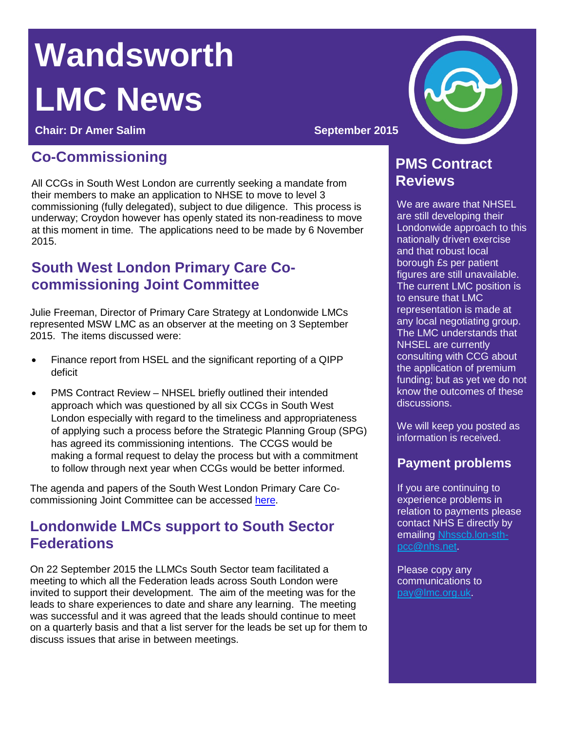# Wandsworth LMC News

**Chair: Dr Amer Salim** **September 2015**

## Co-Commissioning

All CCGs in South West London are currently seeking a mandate from their members to make an application to NHSE to move to level 3 commissioning (fully delegated), subject to due diligence. This process is underway; Croydon however has openly stated its non-readiness to move at this moment in time. The applications need to be made by 6 November 2015.

## South West London Primary Care Co-commissioning Joint Committee

Julie Freeman, Director of Primary Care Strategy at Londonwide LMCs represented MSW LMC as an observer at the meeting on 3 September 2015. The items discussed were:

- Finance report from HSEL and the significant reporting of a QIPP deficit
- PMS Contract Review – NHSEL briefly outlined their intended approach which was questioned by all six CCGs in South West London especially with regard to the timeliness and appropriateness of applying such a process before the Strategic Planning Group (SPG) has agreed its commissioning intentions. The CCGS would be making a formal request to delay the process but with a commitment to follow through next year when CCGs would be better informed.

The agenda and papers of the South West London Primary Care Co-commissioning Joint Committee can be accessed here.

## Londonwide LMCs support to South Sector Federations

On 22 September 2015 the LLMCs South Sector team facilitated a meeting to which all the Federation leads across South London were invited to support their development. The aim of the meeting was for the leads to share experiences to date and share any learning. The meeting was successful and it was agreed that the leads should continue to meet on a quarterly basis and that a list server for the leads be set up for them to discuss issues that arise in between meetings.

## PMS Contract Reviews

We are aware that NHSEL are still developing their Londonwide approach to this nationally driven exercise and that robust local borough £s per patient figures are still unavailable. The current LMC position is to ensure that LMC representation is made at any local negotiating group. The LMC understands that NHSEL are currently consulting with CCG about the application of premium funding; but as yet we do not know the outcomes of these discussions.

We will keep you posted as information is received.

## Payment problems

If you are continuing to experience problems in relation to payments please contact NHS E directly by emailing Nhsscb.lon-sth-pcc@nhs.net.

Please copy any communications to pay@lmc.org.uk.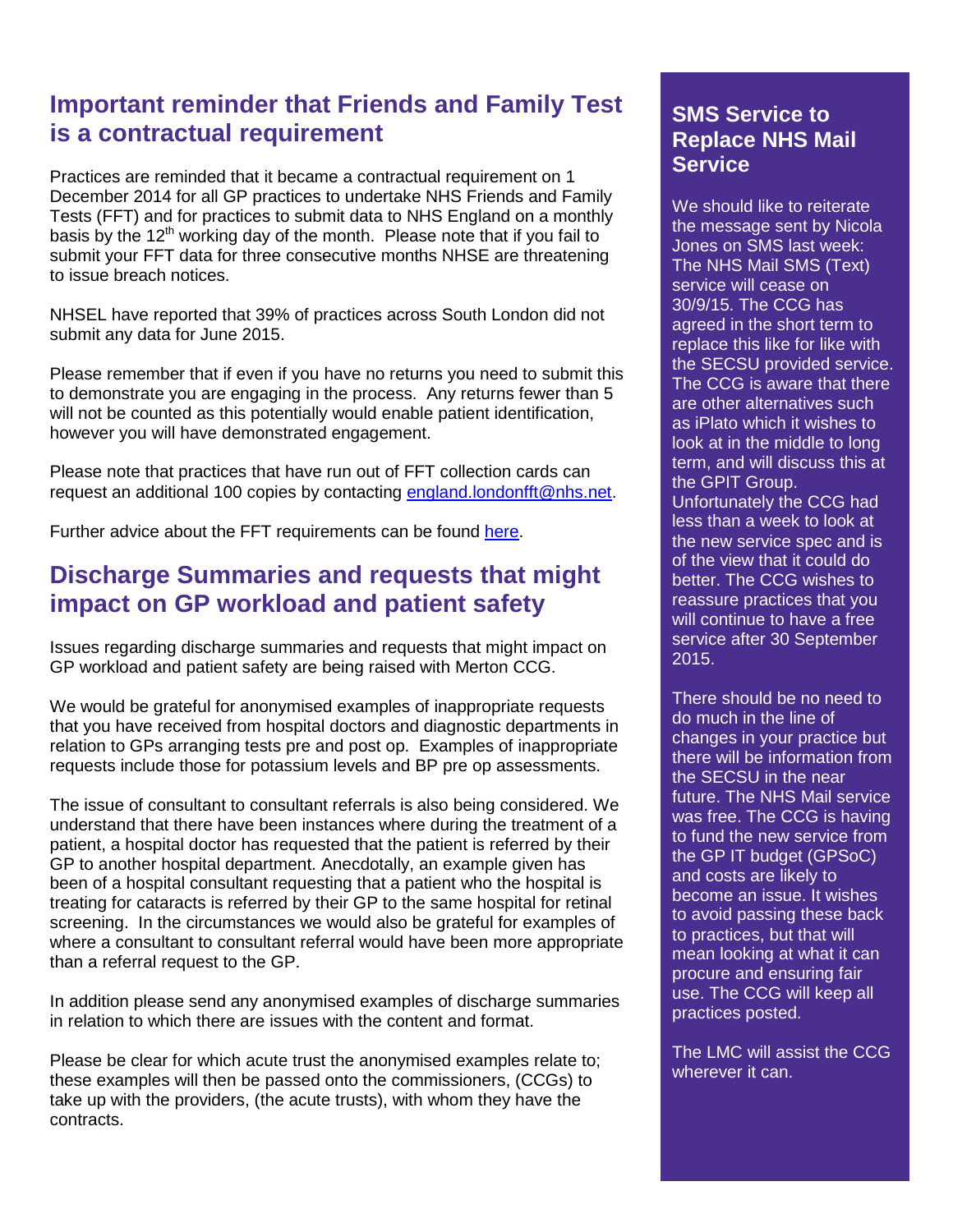## Important reminder that Friends and Family Test is a contractual requirement

Practices are reminded that it became a contractual requirement on 1 December 2014 for all GP practices to undertake NHS Friends and Family Tests (FFT) and for practices to submit data to NHS England on a monthly basis by the 12th working day of the month. Please note that if you fail to submit your FFT data for three consecutive months NHSE are threatening to issue breach notices.

NHSEL have reported that 39% of practices across South London did not submit any data for June 2015.

Please remember that if even if you have no returns you need to submit this to demonstrate you are engaging in the process. Any returns fewer than 5 will not be counted as this potentially would enable patient identification, however you will have demonstrated engagement.

Please note that practices that have run out of FFT collection cards can request an additional 100 copies by contacting england.londonfft@nhs.net.

Further advice about the FFT requirements can be found here.

## Discharge Summaries and requests that might impact on GP workload and patient safety

Issues regarding discharge summaries and requests that might impact on GP workload and patient safety are being raised with Merton CCG.

We would be grateful for anonymised examples of inappropriate requests that you have received from hospital doctors and diagnostic departments in relation to GPs arranging tests pre and post op. Examples of inappropriate requests include those for potassium levels and BP pre op assessments.

The issue of consultant to consultant referrals is also being considered. We understand that there have been instances where during the treatment of a patient, a hospital doctor has requested that the patient is referred by their GP to another hospital department. Anecdotally, an example given has been of a hospital consultant requesting that a patient who the hospital is treating for cataracts is referred by their GP to the same hospital for retinal screening. In the circumstances we would also be grateful for examples of where a consultant to consultant referral would have been more appropriate than a referral request to the GP.

In addition please send any anonymised examples of discharge summaries in relation to which there are issues with the content and format.

Please be clear for which acute trust the anonymised examples relate to; these examples will then be passed onto the commissioners, (CCGs) to take up with the providers, (the acute trusts), with whom they have the contracts.

## SMS Service to Replace NHS Mail Service

We should like to reiterate the message sent by Nicola Jones on SMS last week: The NHS Mail SMS (Text) service will cease on 30/9/15. The CCG has agreed in the short term to replace this like for like with the SECSU provided service. The CCG is aware that there are other alternatives such as iPlato which it wishes to look at in the middle to long term, and will discuss this at the GPIT Group. Unfortunately the CCG had less than a week to look at the new service spec and is of the view that it could do better. The CCG wishes to reassure practices that you will continue to have a free service after 30 September 2015.

There should be no need to do much in the line of changes in your practice but there will be information from the SECSU in the near future. The NHS Mail service was free. The CCG is having to fund the new service from the GP IT budget (GPSoC) and costs are likely to become an issue. It wishes to avoid passing these back to practices, but that will mean looking at what it can procure and ensuring fair use. The CCG will keep all practices posted.

The LMC will assist the CCG wherever it can.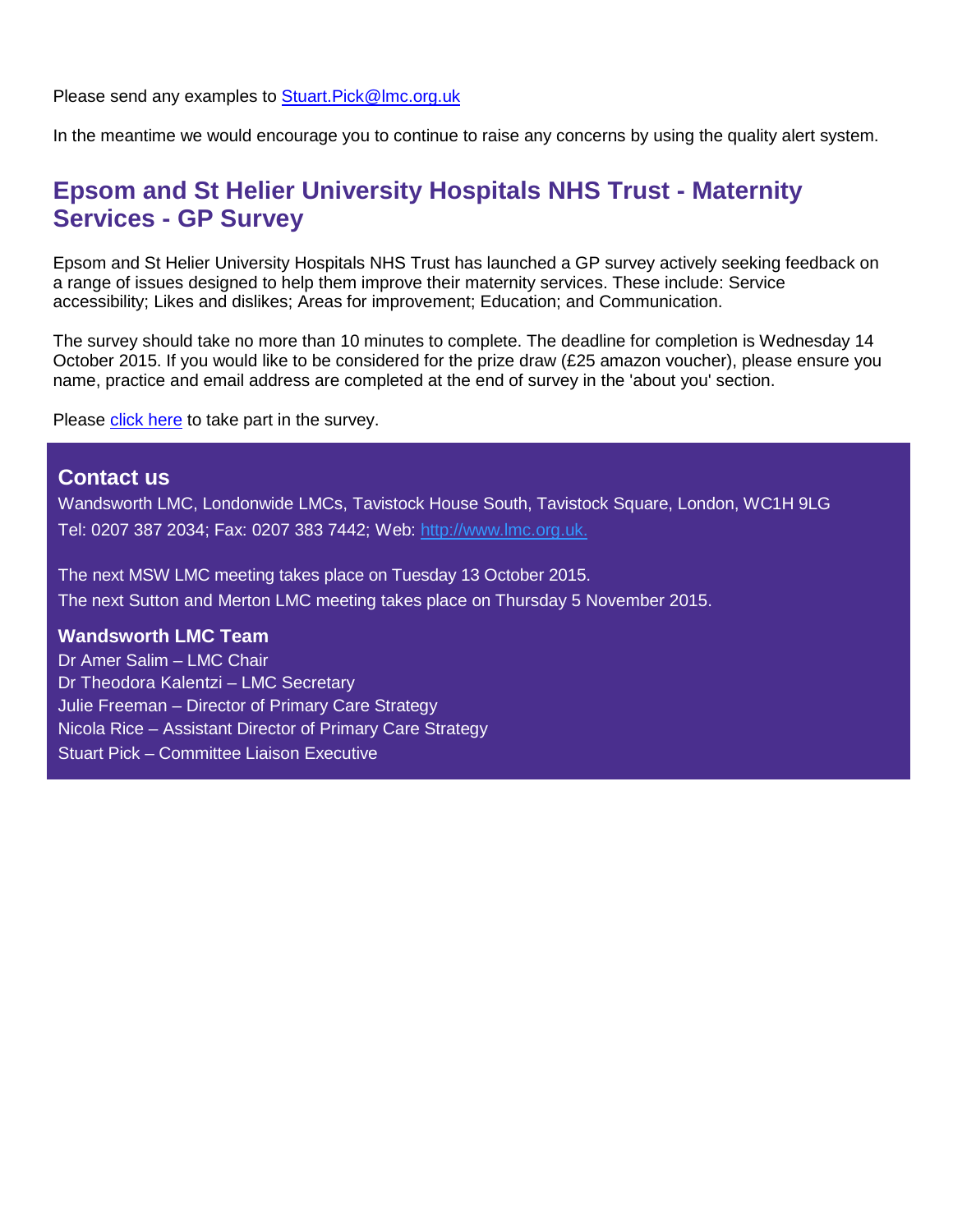Please send any examples to Stuart.Pick@lmc.org.uk

In the meantime we would encourage you to continue to raise any concerns by using the quality alert system.

## Epsom and St Helier University Hospitals NHS Trust - Maternity Services - GP Survey

Epsom and St Helier University Hospitals NHS Trust has launched a GP survey actively seeking feedback on a range of issues designed to help them improve their maternity services. These include: Service accessibility; Likes and dislikes; Areas for improvement; Education; and Communication.

The survey should take no more than 10 minutes to complete. The deadline for completion is Wednesday 14 October 2015. If you would like to be considered for the prize draw (£25 amazon voucher), please ensure you name, practice and email address are completed at the end of survey in the 'about you' section.

Please click here to take part in the survey.

### Contact us

Wandsworth LMC, Londonwide LMCs, Tavistock House South, Tavistock Square, London, WC1H 9LG

Tel: 0207 387 2034; Fax: 0207 383 7442; Web: http://www.lmc.org.uk.

The next MSW LMC meeting takes place on Tuesday 13 October 2015.

The next Sutton and Merton LMC meeting takes place on Thursday 5 November 2015.

**Wandsworth LMC Team**

Dr Amer Salim – LMC Chair
Dr Theodora Kalentzi – LMC Secretary
Julie Freeman – Director of Primary Care Strategy
Nicola Rice – Assistant Director of Primary Care Strategy
Stuart Pick – Committee Liaison Executive